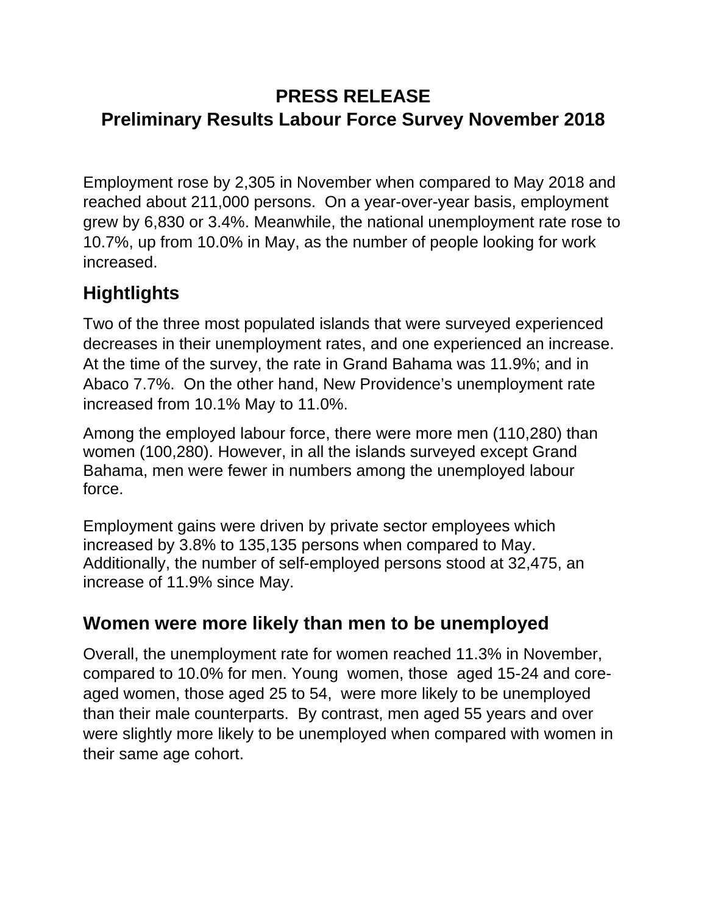# PRESS RELEASE
# Preliminary Results Labour Force Survey November 2018

Employment rose by 2,305 in November when compared to May 2018 and reached about 211,000 persons. On a year-over-year basis, employment grew by 6,830 or 3.4%. Meanwhile, the national unemployment rate rose to 10.7%, up from 10.0% in May, as the number of people looking for work increased.

## Hightlights

Two of the three most populated islands that were surveyed experienced decreases in their unemployment rates, and one experienced an increase. At the time of the survey, the rate in Grand Bahama was 11.9%; and in Abaco 7.7%. On the other hand, New Providence's unemployment rate increased from 10.1% May to 11.0%.

Among the employed labour force, there were more men (110,280) than women (100,280). However, in all the islands surveyed except Grand Bahama, men were fewer in numbers among the unemployed labour force.

Employment gains were driven by private sector employees which increased by 3.8% to 135,135 persons when compared to May. Additionally, the number of self-employed persons stood at 32,475, an increase of 11.9% since May.

## Women were more likely than men to be unemployed

Overall, the unemployment rate for women reached 11.3% in November, compared to 10.0% for men. Young women, those aged 15-24 and core-aged women, those aged 25 to 54, were more likely to be unemployed than their male counterparts. By contrast, men aged 55 years and over were slightly more likely to be unemployed when compared with women in their same age cohort.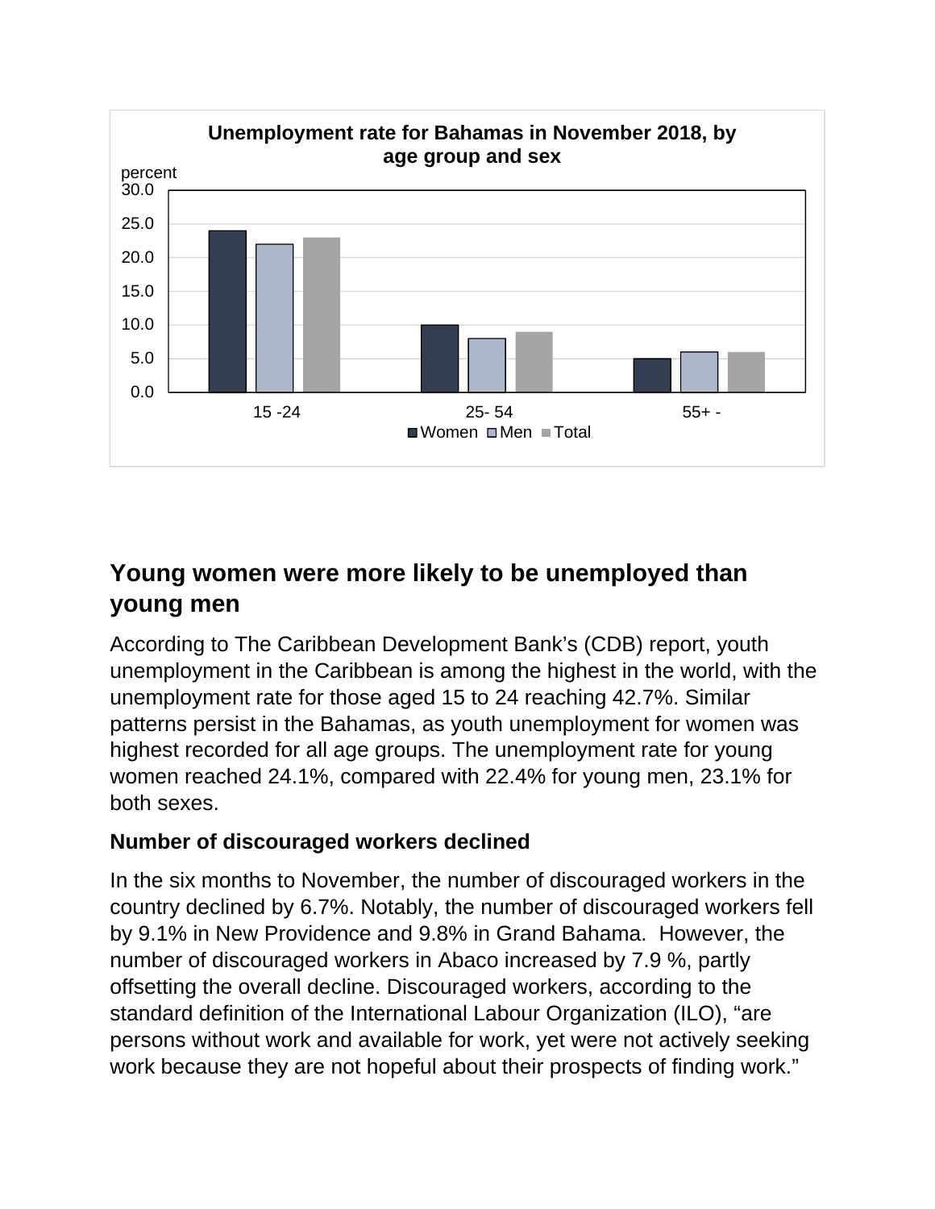**Unemployment rate for Bahamas in November 2018, by age group and sex**

## Young women were more likely to be unemployed than young men

According to The Caribbean Development Bank's (CDB) report, youth unemployment in the Caribbean is among the highest in the world, with the unemployment rate for those aged 15 to 24 reaching 42.7%. Similar patterns persist in the Bahamas, as youth unemployment for women was highest recorded for all age groups. The unemployment rate for young women reached 24.1%, compared with 22.4% for young men, 23.1% for both sexes.

### Number of discouraged workers declined

In the six months to November, the number of discouraged workers in the country declined by 6.7%. Notably, the number of discouraged workers fell by 9.1% in New Providence and 9.8% in Grand Bahama. However, the number of discouraged workers in Abaco increased by 7.9 %, partly offsetting the overall decline. Discouraged workers, according to the standard definition of the International Labour Organization (ILO), "are persons without work and available for work, yet were not actively seeking work because they are not hopeful about their prospects of finding work."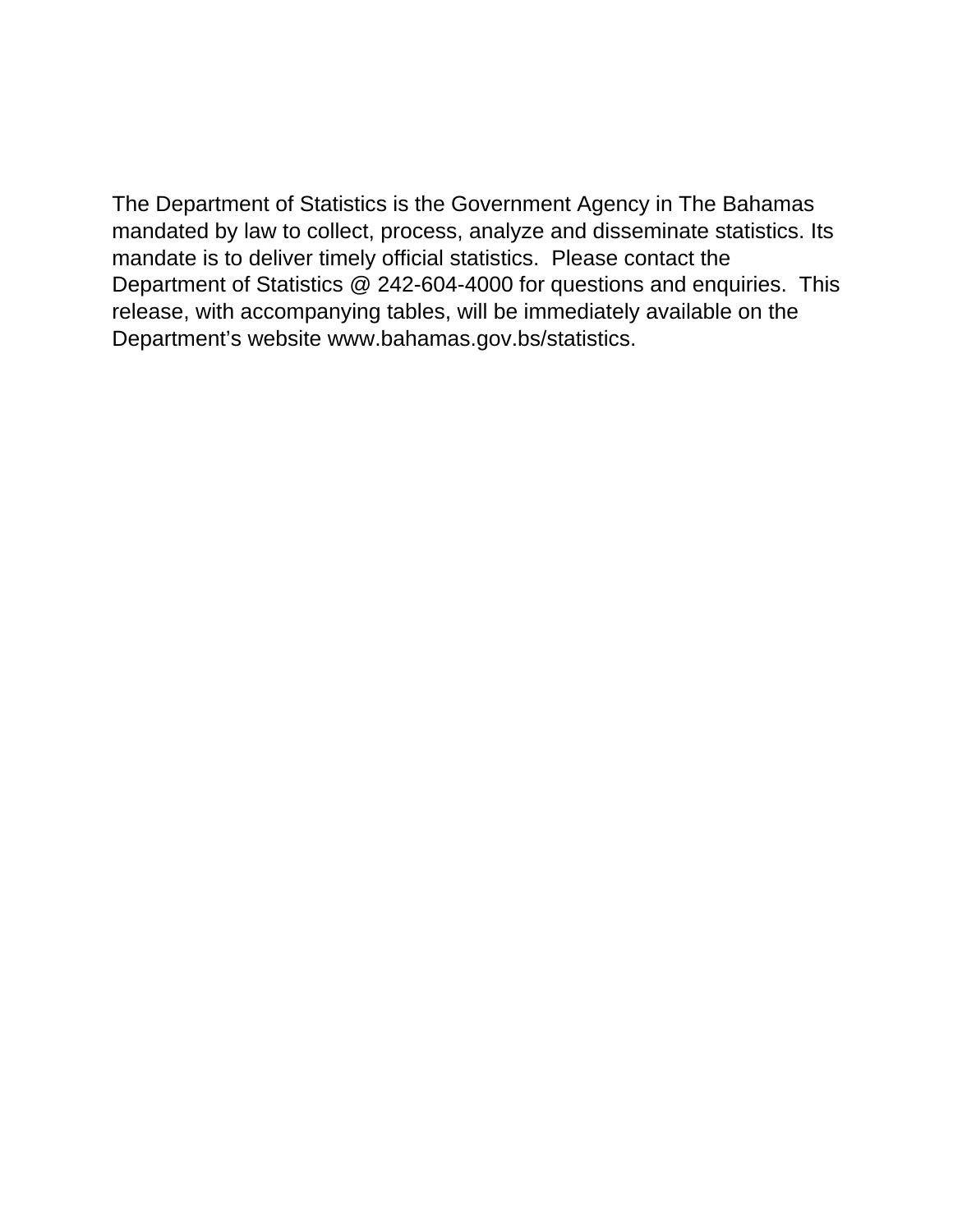The Department of Statistics is the Government Agency in The Bahamas mandated by law to collect, process, analyze and disseminate statistics. Its mandate is to deliver timely official statistics. Please contact the Department of Statistics @ 242-604-4000 for questions and enquiries. This release, with accompanying tables, will be immediately available on the Department's website www.bahamas.gov.bs/statistics.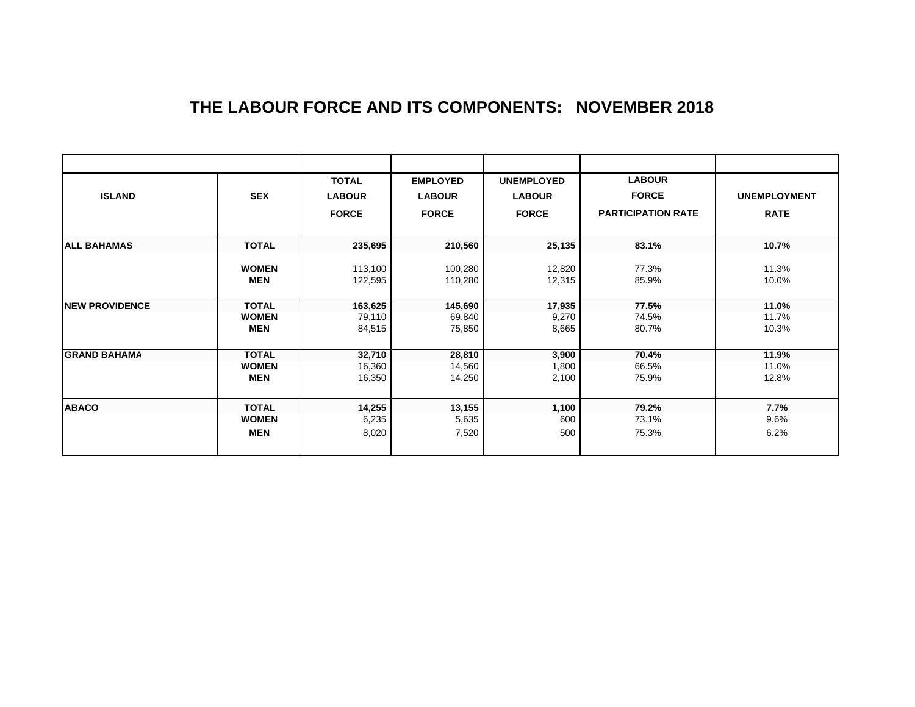# THE LABOUR FORCE AND ITS COMPONENTS:   NOVEMBER 2018

| ISLAND | SEX | TOTAL LABOUR FORCE | EMPLOYED LABOUR FORCE | UNEMPLOYED LABOUR FORCE | LABOUR FORCE PARTICIPATION RATE | UNEMPLOYMENT RATE |
|---|---|---|---|---|---|---|
| **ALL BAHAMAS** | **TOTAL** | **235,695** | **210,560** | **25,135** | **83.1%** | **10.7%** |
| | **WOMEN** | 113,100 | 100,280 | 12,820 | 77.3% | 11.3% |
| | **MEN** | 122,595 | 110,280 | 12,315 | 85.9% | 10.0% |
| **NEW PROVIDENCE** | **TOTAL** | **163,625** | **145,690** | **17,935** | **77.5%** | **11.0%** |
| | **WOMEN** | 79,110 | 69,840 | 9,270 | 74.5% | 11.7% |
| | **MEN** | 84,515 | 75,850 | 8,665 | 80.7% | 10.3% |
| **GRAND BAHAMA** | **TOTAL** | **32,710** | **28,810** | **3,900** | **70.4%** | **11.9%** |
| | **WOMEN** | 16,360 | 14,560 | 1,800 | 66.5% | 11.0% |
| | **MEN** | 16,350 | 14,250 | 2,100 | 75.9% | 12.8% |
| **ABACO** | **TOTAL** | **14,255** | **13,155** | **1,100** | **79.2%** | **7.7%** |
| | **WOMEN** | 6,235 | 5,635 | 600 | 73.1% | 9.6% |
| | **MEN** | 8,020 | 7,520 | 500 | 75.3% | 6.2% |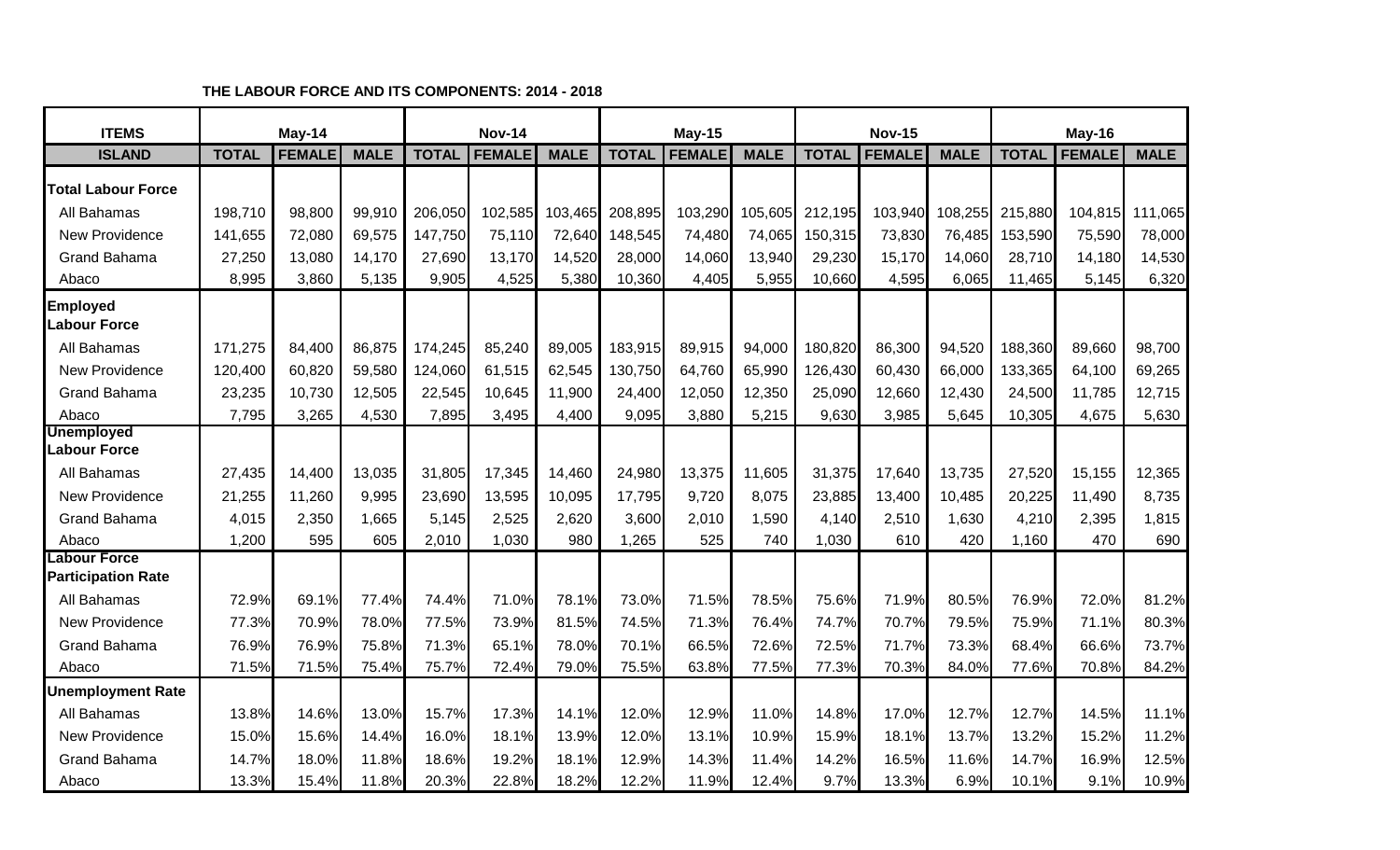**THE LABOUR FORCE AND ITS COMPONENTS: 2014 - 2018**

| ITEMS | May-14 | | | Nov-14 | | | May-15 | | | Nov-15 | | | May-16 | | |
|---|---|---|---|---|---|---|---|---|---|---|---|---|---|---|---|
| ISLAND | TOTAL | FEMALE | MALE | TOTAL | FEMALE | MALE | TOTAL | FEMALE | MALE | TOTAL | FEMALE | MALE | TOTAL | FEMALE | MALE |
| **Total Labour Force** | | | | | | | | | | | | | | | |
| All Bahamas | 198,710 | 98,800 | 99,910 | 206,050 | 102,585 | 103,465 | 208,895 | 103,290 | 105,605 | 212,195 | 103,940 | 108,255 | 215,880 | 104,815 | 111,065 |
| New Providence | 141,655 | 72,080 | 69,575 | 147,750 | 75,110 | 72,640 | 148,545 | 74,480 | 74,065 | 150,315 | 73,830 | 76,485 | 153,590 | 75,590 | 78,000 |
| Grand Bahama | 27,250 | 13,080 | 14,170 | 27,690 | 13,170 | 14,520 | 28,000 | 14,060 | 13,940 | 29,230 | 15,170 | 14,060 | 28,710 | 14,180 | 14,530 |
| Abaco | 8,995 | 3,860 | 5,135 | 9,905 | 4,525 | 5,380 | 10,360 | 4,405 | 5,955 | 10,660 | 4,595 | 6,065 | 11,465 | 5,145 | 6,320 |
| **Employed Labour Force** | | | | | | | | | | | | | | | |
| All Bahamas | 171,275 | 84,400 | 86,875 | 174,245 | 85,240 | 89,005 | 183,915 | 89,915 | 94,000 | 180,820 | 86,300 | 94,520 | 188,360 | 89,660 | 98,700 |
| New Providence | 120,400 | 60,820 | 59,580 | 124,060 | 61,515 | 62,545 | 130,750 | 64,760 | 65,990 | 126,430 | 60,430 | 66,000 | 133,365 | 64,100 | 69,265 |
| Grand Bahama | 23,235 | 10,730 | 12,505 | 22,545 | 10,645 | 11,900 | 24,400 | 12,050 | 12,350 | 25,090 | 12,660 | 12,430 | 24,500 | 11,785 | 12,715 |
| Abaco | 7,795 | 3,265 | 4,530 | 7,895 | 3,495 | 4,400 | 9,095 | 3,880 | 5,215 | 9,630 | 3,985 | 5,645 | 10,305 | 4,675 | 5,630 |
| **Unemployed Labour Force** | | | | | | | | | | | | | | | |
| All Bahamas | 27,435 | 14,400 | 13,035 | 31,805 | 17,345 | 14,460 | 24,980 | 13,375 | 11,605 | 31,375 | 17,640 | 13,735 | 27,520 | 15,155 | 12,365 |
| New Providence | 21,255 | 11,260 | 9,995 | 23,690 | 13,595 | 10,095 | 17,795 | 9,720 | 8,075 | 23,885 | 13,400 | 10,485 | 20,225 | 11,490 | 8,735 |
| Grand Bahama | 4,015 | 2,350 | 1,665 | 5,145 | 2,525 | 2,620 | 3,600 | 2,010 | 1,590 | 4,140 | 2,510 | 1,630 | 4,210 | 2,395 | 1,815 |
| Abaco | 1,200 | 595 | 605 | 2,010 | 1,030 | 980 | 1,265 | 525 | 740 | 1,030 | 610 | 420 | 1,160 | 470 | 690 |
| **Labour Force Participation Rate** | | | | | | | | | | | | | | | |
| All Bahamas | 72.9% | 69.1% | 77.4% | 74.4% | 71.0% | 78.1% | 73.0% | 71.5% | 78.5% | 75.6% | 71.9% | 80.5% | 76.9% | 72.0% | 81.2% |
| New Providence | 77.3% | 70.9% | 78.0% | 77.5% | 73.9% | 81.5% | 74.5% | 71.3% | 76.4% | 74.7% | 70.7% | 79.5% | 75.9% | 71.1% | 80.3% |
| Grand Bahama | 76.9% | 76.9% | 75.8% | 71.3% | 65.1% | 78.0% | 70.1% | 66.5% | 72.6% | 72.5% | 71.7% | 73.3% | 68.4% | 66.6% | 73.7% |
| Abaco | 71.5% | 71.5% | 75.4% | 75.7% | 72.4% | 79.0% | 75.5% | 63.8% | 77.5% | 77.3% | 70.3% | 84.0% | 77.6% | 70.8% | 84.2% |
| **Unemployment Rate** | | | | | | | | | | | | | | | |
| All Bahamas | 13.8% | 14.6% | 13.0% | 15.7% | 17.3% | 14.1% | 12.0% | 12.9% | 11.0% | 14.8% | 17.0% | 12.7% | 12.7% | 14.5% | 11.1% |
| New Providence | 15.0% | 15.6% | 14.4% | 16.0% | 18.1% | 13.9% | 12.0% | 13.1% | 10.9% | 15.9% | 18.1% | 13.7% | 13.2% | 15.2% | 11.2% |
| Grand Bahama | 14.7% | 18.0% | 11.8% | 18.6% | 19.2% | 18.1% | 12.9% | 14.3% | 11.4% | 14.2% | 16.5% | 11.6% | 14.7% | 16.9% | 12.5% |
| Abaco | 13.3% | 15.4% | 11.8% | 20.3% | 22.8% | 18.2% | 12.2% | 11.9% | 12.4% | 9.7% | 13.3% | 6.9% | 10.1% | 9.1% | 10.9% |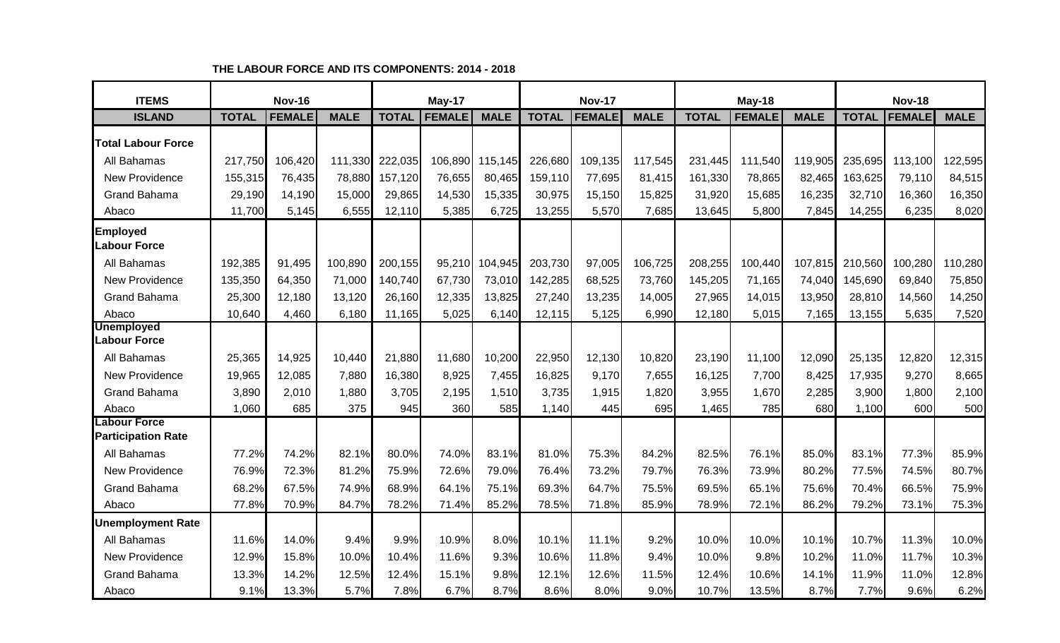**THE LABOUR FORCE AND ITS COMPONENTS: 2014 - 2018**

| ITEMS | Nov-16 | | | May-17 | | | Nov-17 | | | May-18 | | | Nov-18 | | |
|---|---|---|---|---|---|---|---|---|---|---|---|---|---|---|---|
| ISLAND | TOTAL | FEMALE | MALE | TOTAL | FEMALE | MALE | TOTAL | FEMALE | MALE | TOTAL | FEMALE | MALE | TOTAL | FEMALE | MALE |
| **Total Labour Force** | | | | | | | | | | | | | | | |
| All Bahamas | 217,750 | 106,420 | 111,330 | 222,035 | 106,890 | 115,145 | 226,680 | 109,135 | 117,545 | 231,445 | 111,540 | 119,905 | 235,695 | 113,100 | 122,595 |
| New Providence | 155,315 | 76,435 | 78,880 | 157,120 | 76,655 | 80,465 | 159,110 | 77,695 | 81,415 | 161,330 | 78,865 | 82,465 | 163,625 | 79,110 | 84,515 |
| Grand Bahama | 29,190 | 14,190 | 15,000 | 29,865 | 14,530 | 15,335 | 30,975 | 15,150 | 15,825 | 31,920 | 15,685 | 16,235 | 32,710 | 16,360 | 16,350 |
| Abaco | 11,700 | 5,145 | 6,555 | 12,110 | 5,385 | 6,725 | 13,255 | 5,570 | 7,685 | 13,645 | 5,800 | 7,845 | 14,255 | 6,235 | 8,020 |
| **Employed Labour Force** | | | | | | | | | | | | | | | |
| All Bahamas | 192,385 | 91,495 | 100,890 | 200,155 | 95,210 | 104,945 | 203,730 | 97,005 | 106,725 | 208,255 | 100,440 | 107,815 | 210,560 | 100,280 | 110,280 |
| New Providence | 135,350 | 64,350 | 71,000 | 140,740 | 67,730 | 73,010 | 142,285 | 68,525 | 73,760 | 145,205 | 71,165 | 74,040 | 145,690 | 69,840 | 75,850 |
| Grand Bahama | 25,300 | 12,180 | 13,120 | 26,160 | 12,335 | 13,825 | 27,240 | 13,235 | 14,005 | 27,965 | 14,015 | 13,950 | 28,810 | 14,560 | 14,250 |
| Abaco | 10,640 | 4,460 | 6,180 | 11,165 | 5,025 | 6,140 | 12,115 | 5,125 | 6,990 | 12,180 | 5,015 | 7,165 | 13,155 | 5,635 | 7,520 |
| **Unemployed Labour Force** | | | | | | | | | | | | | | | |
| All Bahamas | 25,365 | 14,925 | 10,440 | 21,880 | 11,680 | 10,200 | 22,950 | 12,130 | 10,820 | 23,190 | 11,100 | 12,090 | 25,135 | 12,820 | 12,315 |
| New Providence | 19,965 | 12,085 | 7,880 | 16,380 | 8,925 | 7,455 | 16,825 | 9,170 | 7,655 | 16,125 | 7,700 | 8,425 | 17,935 | 9,270 | 8,665 |
| Grand Bahama | 3,890 | 2,010 | 1,880 | 3,705 | 2,195 | 1,510 | 3,735 | 1,915 | 1,820 | 3,955 | 1,670 | 2,285 | 3,900 | 1,800 | 2,100 |
| Abaco | 1,060 | 685 | 375 | 945 | 360 | 585 | 1,140 | 445 | 695 | 1,465 | 785 | 680 | 1,100 | 600 | 500 |
| **Labour Force Participation Rate** | | | | | | | | | | | | | | | |
| All Bahamas | 77.2% | 74.2% | 82.1% | 80.0% | 74.0% | 83.1% | 81.0% | 75.3% | 84.2% | 82.5% | 76.1% | 85.0% | 83.1% | 77.3% | 85.9% |
| New Providence | 76.9% | 72.3% | 81.2% | 75.9% | 72.6% | 79.0% | 76.4% | 73.2% | 79.7% | 76.3% | 73.9% | 80.2% | 77.5% | 74.5% | 80.7% |
| Grand Bahama | 68.2% | 67.5% | 74.9% | 68.9% | 64.1% | 75.1% | 69.3% | 64.7% | 75.5% | 69.5% | 65.1% | 75.6% | 70.4% | 66.5% | 75.9% |
| Abaco | 77.8% | 70.9% | 84.7% | 78.2% | 71.4% | 85.2% | 78.5% | 71.8% | 85.9% | 78.9% | 72.1% | 86.2% | 79.2% | 73.1% | 75.3% |
| **Unemployment Rate** | | | | | | | | | | | | | | | |
| All Bahamas | 11.6% | 14.0% | 9.4% | 9.9% | 10.9% | 8.0% | 10.1% | 11.1% | 9.2% | 10.0% | 10.0% | 10.1% | 10.7% | 11.3% | 10.0% |
| New Providence | 12.9% | 15.8% | 10.0% | 10.4% | 11.6% | 9.3% | 10.6% | 11.8% | 9.4% | 10.0% | 9.8% | 10.2% | 11.0% | 11.7% | 10.3% |
| Grand Bahama | 13.3% | 14.2% | 12.5% | 12.4% | 15.1% | 9.8% | 12.1% | 12.6% | 11.5% | 12.4% | 10.6% | 14.1% | 11.9% | 11.0% | 12.8% |
| Abaco | 9.1% | 13.3% | 5.7% | 7.8% | 6.7% | 8.7% | 8.6% | 8.0% | 9.0% | 10.7% | 13.5% | 8.7% | 7.7% | 9.6% | 6.2% |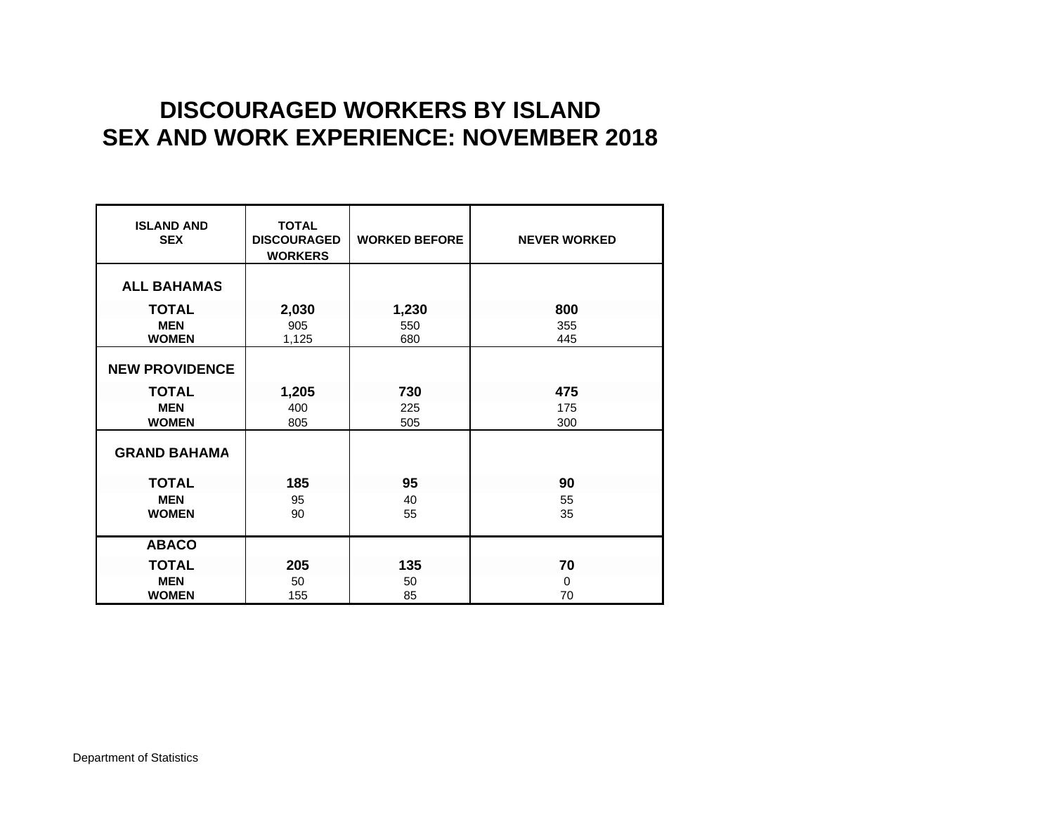# DISCOURAGED WORKERS BY ISLAND
# SEX AND WORK EXPERIENCE: NOVEMBER 2018

| ISLAND AND SEX | TOTAL DISCOURAGED WORKERS | WORKED BEFORE | NEVER WORKED |
|---|---|---|---|
| **ALL BAHAMAS** | | | |
| **TOTAL** | **2,030** | **1,230** | **800** |
| **MEN** | 905 | 550 | 355 |
| **WOMEN** | 1,125 | 680 | 445 |
| **NEW PROVIDENCE** | | | |
| **TOTAL** | **1,205** | **730** | **475** |
| **MEN** | 400 | 225 | 175 |
| **WOMEN** | 805 | 505 | 300 |
| **GRAND BAHAMA** | | | |
| **TOTAL** | **185** | **95** | **90** |
| **MEN** | 95 | 40 | 55 |
| **WOMEN** | 90 | 55 | 35 |
| **ABACO** | | | |
| **TOTAL** | **205** | **135** | **70** |
| **MEN** | 50 | 50 | 0 |
| **WOMEN** | 155 | 85 | 70 |

Department of Statistics